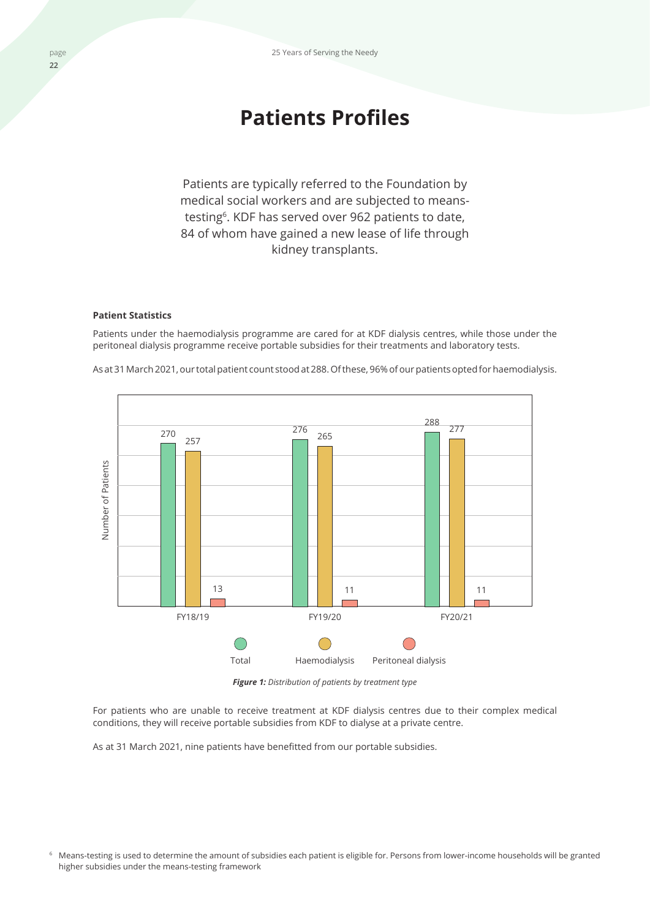# Patients Profiles

Patients are typically referred to the Foundation by medical social workers and are subjected to means-testing[6]. KDF has served over 962 patients to date, 84 of whom have gained a new lease of life through kidney transplants.

**Patient Statistics**

Patients under the haemodialysis programme are cared for at KDF dialysis centres, while those under the peritoneal dialysis programme receive portable subsidies for their treatments and laboratory tests.

As at 31 March 2021, our total patient count stood at 288. Of these, 96% of our patients opted for haemodialysis.

| | Total | Haemodialysis | Peritoneal dialysis |
|---|---|---|---|
| FY18/19 | 270 | 257 | 13 |
| FY19/20 | 276 | 265 | 11 |
| FY20/21 | 288 | 277 | 11 |

***Figure 1:*** *Distribution of patients by treatment type*

For patients who are unable to receive treatment at KDF dialysis centres due to their complex medical conditions, they will receive portable subsidies from KDF to dialyse at a private centre.

As at 31 March 2021, nine patients have benefitted from our portable subsidies.

[6] Means-testing is used to determine the amount of subsidies each patient is eligible for. Persons from lower-income households will be granted higher subsidies under the means-testing framework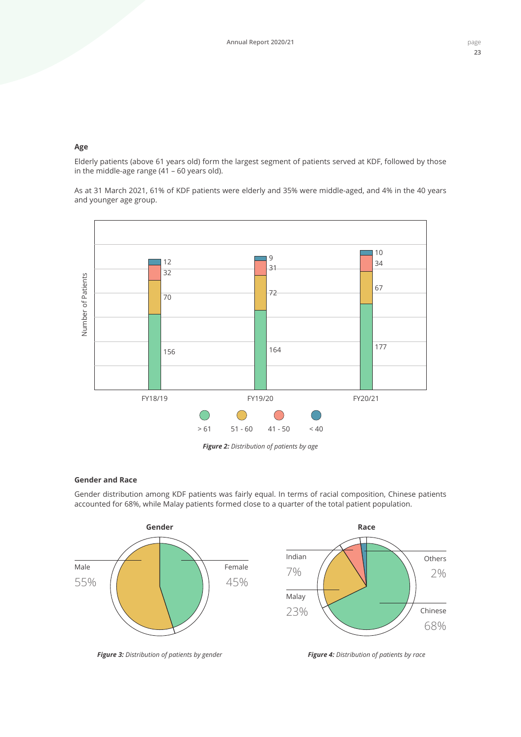### Age

Elderly patients (above 61 years old) form the largest segment of patients served at KDF, followed by those in the middle-age range (41 – 60 years old).

As at 31 March 2021, 61% of KDF patients were elderly and 35% were middle-aged, and 4% in the 40 years and younger age group.

| Number of Patients | > 61 | 51 - 60 | 41 - 50 | < 40 |
|---|---|---|---|---|
| FY18/19 | 156 | 70 | 32 | 12 |
| FY19/20 | 164 | 72 | 31 | 9 |
| FY20/21 | 177 | 67 | 34 | 10 |

***Figure 2:*** *Distribution of patients by age*

### Gender and Race

Gender distribution among KDF patients was fairly equal. In terms of racial composition, Chinese patients accounted for 68%, while Malay patients formed close to a quarter of the total patient population.

**Gender**

| Gender | % |
|---|---|
| Male | 55% |
| Female | 45% |

***Figure 3:*** *Distribution of patients by gender*

**Race**

| Race | % |
|---|---|
| Chinese | 68% |
| Malay | 23% |
| Indian | 7% |
| Others | 2% |

***Figure 4:*** *Distribution of patients by race*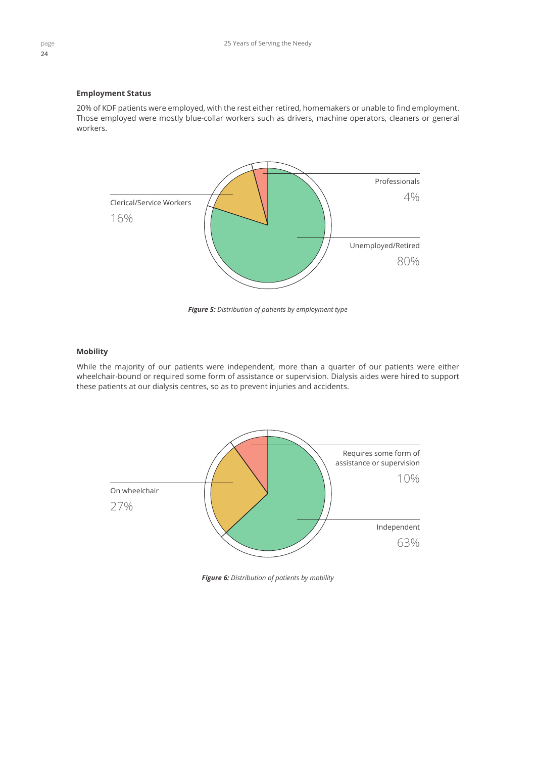### Employment Status

20% of KDF patients were employed, with the rest either retired, homemakers or unable to find employment. Those employed were mostly blue-collar workers such as drivers, machine operators, cleaners or general workers.

Professionals 4%

Clerical/Service Workers 16%

Unemployed/Retired 80%

***Figure 5:*** *Distribution of patients by employment type*

### Mobility

While the majority of our patients were independent, more than a quarter of our patients were either wheelchair-bound or required some form of assistance or supervision. Dialysis aides were hired to support these patients at our dialysis centres, so as to prevent injuries and accidents.

Requires some form of assistance or supervision 10%

On wheelchair 27%

Independent 63%

***Figure 6:*** *Distribution of patients by mobility*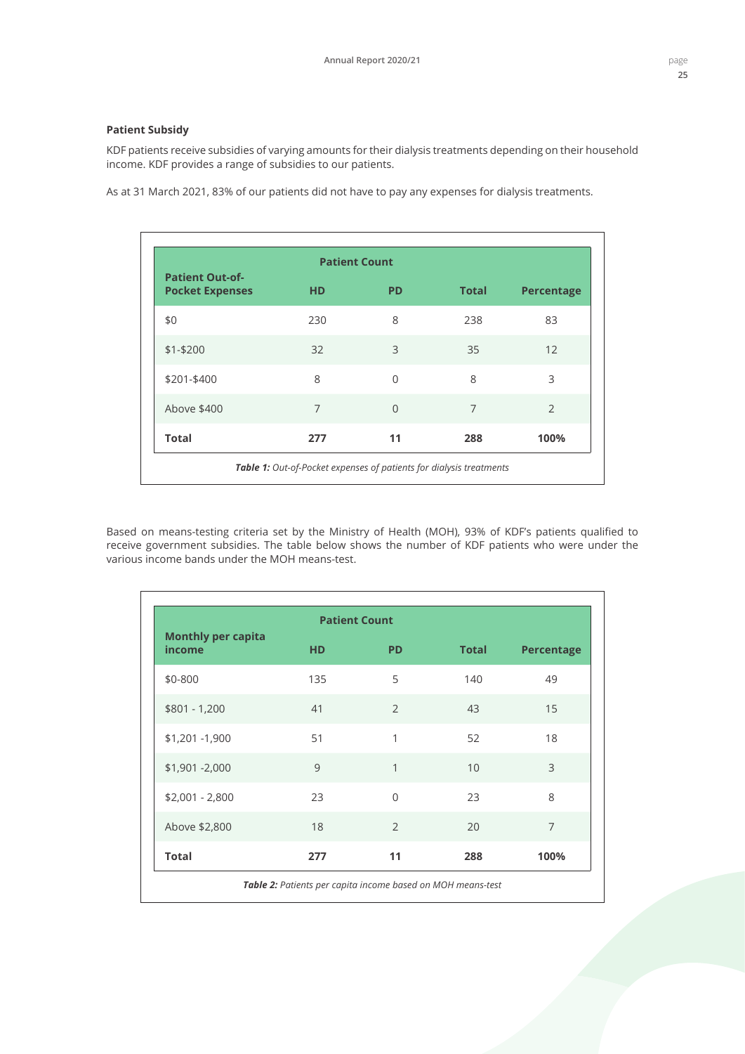**Patient Subsidy**

KDF patients receive subsidies of varying amounts for their dialysis treatments depending on their household income. KDF provides a range of subsidies to our patients.

As at 31 March 2021, 83% of our patients did not have to pay any expenses for dialysis treatments.

| Patient Out-of-Pocket Expenses | Patient Count | | | |
|---|---|---|---|---|
| | HD | PD | Total | Percentage |
| $0 | 230 | 8 | 238 | 83 |
| $1-$200 | 32 | 3 | 35 | 12 |
| $201-$400 | 8 | 0 | 8 | 3 |
| Above $400 | 7 | 0 | 7 | 2 |
| **Total** | **277** | **11** | **288** | **100%** |

***Table 1:*** *Out-of-Pocket expenses of patients for dialysis treatments*

Based on means-testing criteria set by the Ministry of Health (MOH), 93% of KDF's patients qualified to receive government subsidies. The table below shows the number of KDF patients who were under the various income bands under the MOH means-test.

| Monthly per capita income | Patient Count | | | |
|---|---|---|---|---|
| | HD | PD | Total | Percentage |
| $0-800 | 135 | 5 | 140 | 49 |
| $801 - 1,200 | 41 | 2 | 43 | 15 |
| $1,201 -1,900 | 51 | 1 | 52 | 18 |
| $1,901 -2,000 | 9 | 1 | 10 | 3 |
| $2,001 - 2,800 | 23 | 0 | 23 | 8 |
| Above $2,800 | 18 | 2 | 20 | 7 |
| **Total** | **277** | **11** | **288** | **100%** |

***Table 2:*** *Patients per capita income based on MOH means-test*